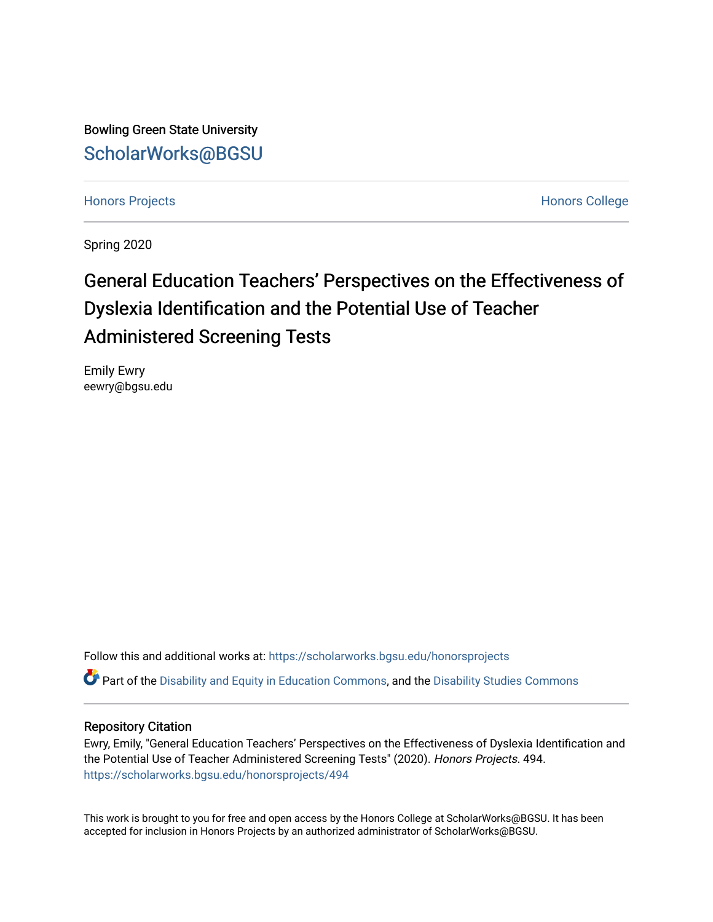Bowling Green State University

ScholarWorks@BGSU

Honors Projects

Honors College

Spring 2020

# General Education Teachers’ Perspectives on the Effectiveness of Dyslexia Identification and the Potential Use of Teacher Administered Screening Tests

Emily Ewry
eewry@bgsu.edu

Follow this and additional works at: https://scholarworks.bgsu.edu/honorsprojects

Part of the Disability and Equity in Education Commons, and the Disability Studies Commons

## Repository Citation

Ewry, Emily, "General Education Teachers’ Perspectives on the Effectiveness of Dyslexia Identification and the Potential Use of Teacher Administered Screening Tests" (2020). *Honors Projects*. 494.
https://scholarworks.bgsu.edu/honorsprojects/494

This work is brought to you for free and open access by the Honors College at ScholarWorks@BGSU. It has been accepted for inclusion in Honors Projects by an authorized administrator of ScholarWorks@BGSU.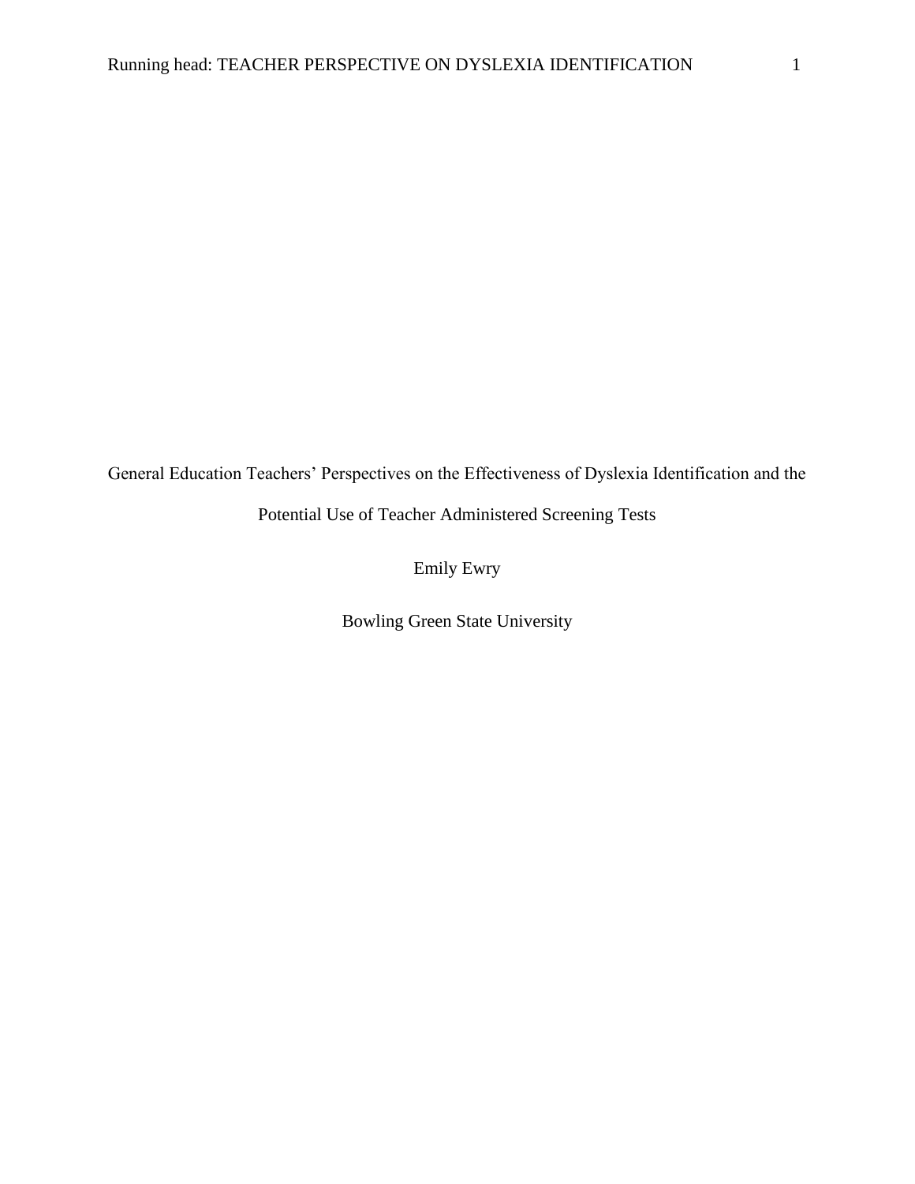# General Education Teachers' Perspectives on the Effectiveness of Dyslexia Identification and the Potential Use of Teacher Administered Screening Tests

Emily Ewry

Bowling Green State University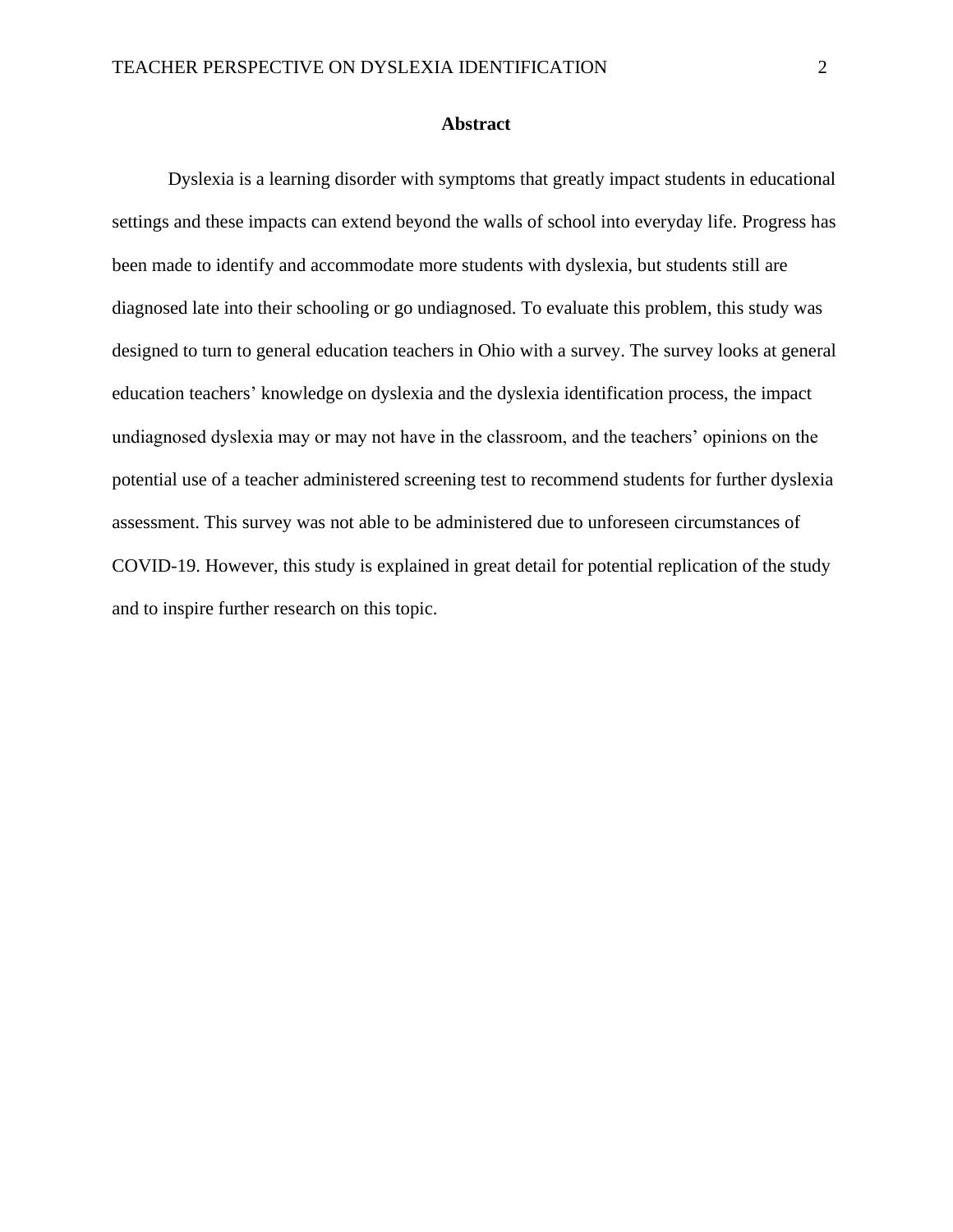## Abstract

Dyslexia is a learning disorder with symptoms that greatly impact students in educational settings and these impacts can extend beyond the walls of school into everyday life. Progress has been made to identify and accommodate more students with dyslexia, but students still are diagnosed late into their schooling or go undiagnosed. To evaluate this problem, this study was designed to turn to general education teachers in Ohio with a survey. The survey looks at general education teachers' knowledge on dyslexia and the dyslexia identification process, the impact undiagnosed dyslexia may or may not have in the classroom, and the teachers' opinions on the potential use of a teacher administered screening test to recommend students for further dyslexia assessment. This survey was not able to be administered due to unforeseen circumstances of COVID-19. However, this study is explained in great detail for potential replication of the study and to inspire further research on this topic.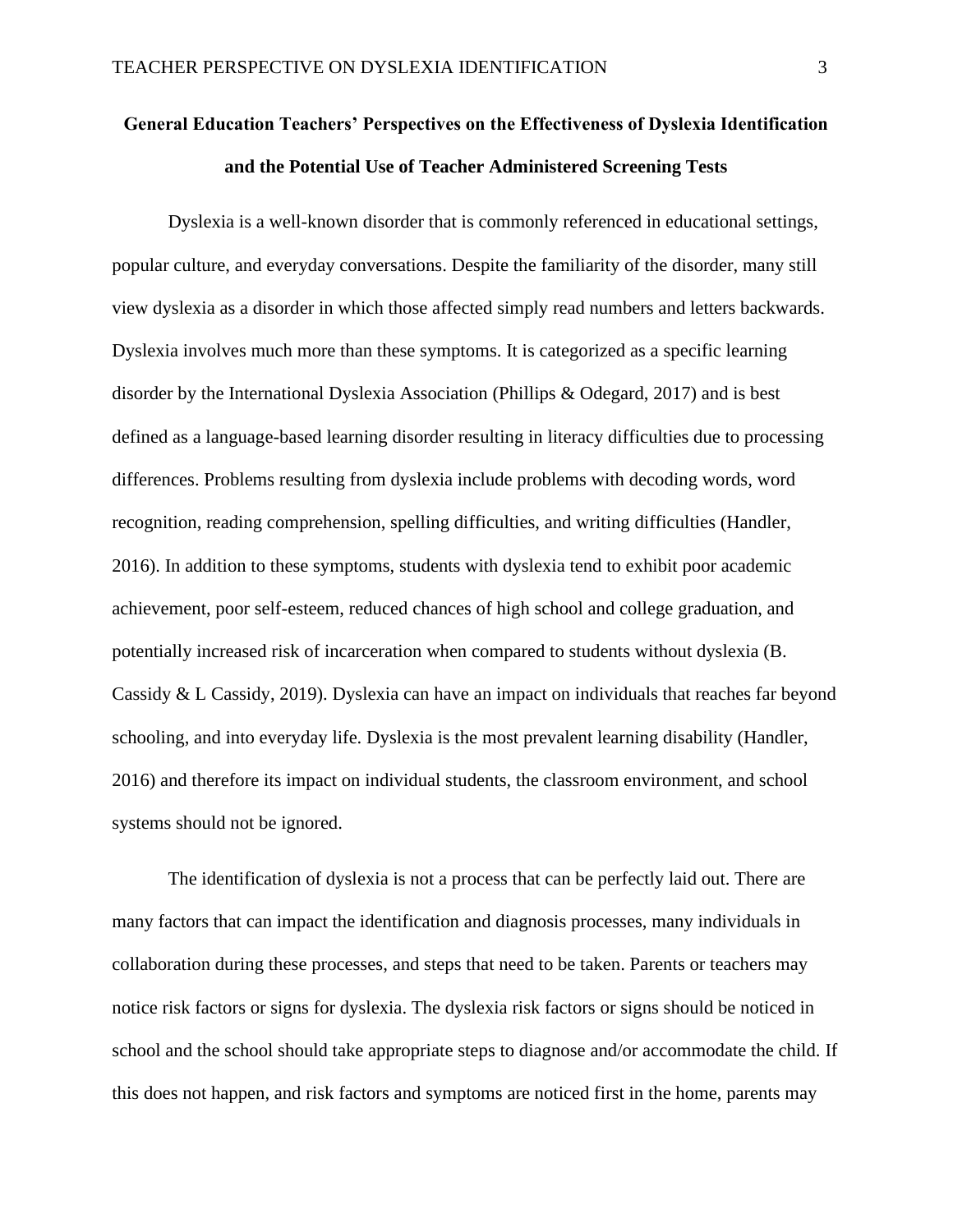# General Education Teachers' Perspectives on the Effectiveness of Dyslexia Identification and the Potential Use of Teacher Administered Screening Tests

Dyslexia is a well-known disorder that is commonly referenced in educational settings, popular culture, and everyday conversations. Despite the familiarity of the disorder, many still view dyslexia as a disorder in which those affected simply read numbers and letters backwards. Dyslexia involves much more than these symptoms. It is categorized as a specific learning disorder by the International Dyslexia Association (Phillips & Odegard, 2017) and is best defined as a language-based learning disorder resulting in literacy difficulties due to processing differences. Problems resulting from dyslexia include problems with decoding words, word recognition, reading comprehension, spelling difficulties, and writing difficulties (Handler, 2016). In addition to these symptoms, students with dyslexia tend to exhibit poor academic achievement, poor self-esteem, reduced chances of high school and college graduation, and potentially increased risk of incarceration when compared to students without dyslexia (B. Cassidy & L Cassidy, 2019). Dyslexia can have an impact on individuals that reaches far beyond schooling, and into everyday life. Dyslexia is the most prevalent learning disability (Handler, 2016) and therefore its impact on individual students, the classroom environment, and school systems should not be ignored.

The identification of dyslexia is not a process that can be perfectly laid out. There are many factors that can impact the identification and diagnosis processes, many individuals in collaboration during these processes, and steps that need to be taken. Parents or teachers may notice risk factors or signs for dyslexia. The dyslexia risk factors or signs should be noticed in school and the school should take appropriate steps to diagnose and/or accommodate the child. If this does not happen, and risk factors and symptoms are noticed first in the home, parents may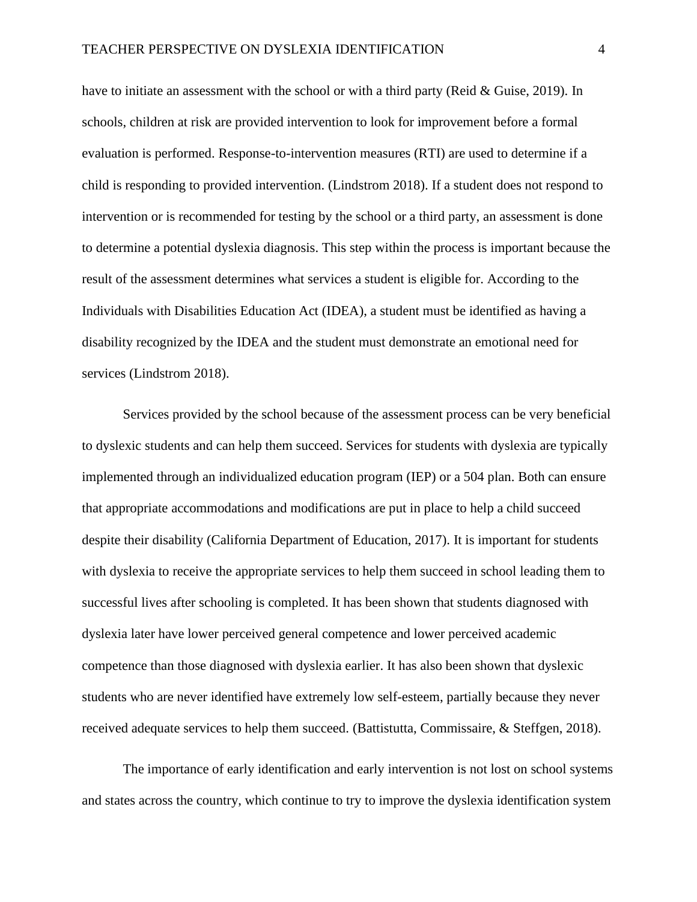have to initiate an assessment with the school or with a third party (Reid & Guise, 2019). In schools, children at risk are provided intervention to look for improvement before a formal evaluation is performed. Response-to-intervention measures (RTI) are used to determine if a child is responding to provided intervention. (Lindstrom 2018). If a student does not respond to intervention or is recommended for testing by the school or a third party, an assessment is done to determine a potential dyslexia diagnosis. This step within the process is important because the result of the assessment determines what services a student is eligible for. According to the Individuals with Disabilities Education Act (IDEA), a student must be identified as having a disability recognized by the IDEA and the student must demonstrate an emotional need for services (Lindstrom 2018).

Services provided by the school because of the assessment process can be very beneficial to dyslexic students and can help them succeed. Services for students with dyslexia are typically implemented through an individualized education program (IEP) or a 504 plan. Both can ensure that appropriate accommodations and modifications are put in place to help a child succeed despite their disability (California Department of Education, 2017). It is important for students with dyslexia to receive the appropriate services to help them succeed in school leading them to successful lives after schooling is completed. It has been shown that students diagnosed with dyslexia later have lower perceived general competence and lower perceived academic competence than those diagnosed with dyslexia earlier. It has also been shown that dyslexic students who are never identified have extremely low self-esteem, partially because they never received adequate services to help them succeed. (Battistutta, Commissaire, & Steffgen, 2018).

The importance of early identification and early intervention is not lost on school systems and states across the country, which continue to try to improve the dyslexia identification system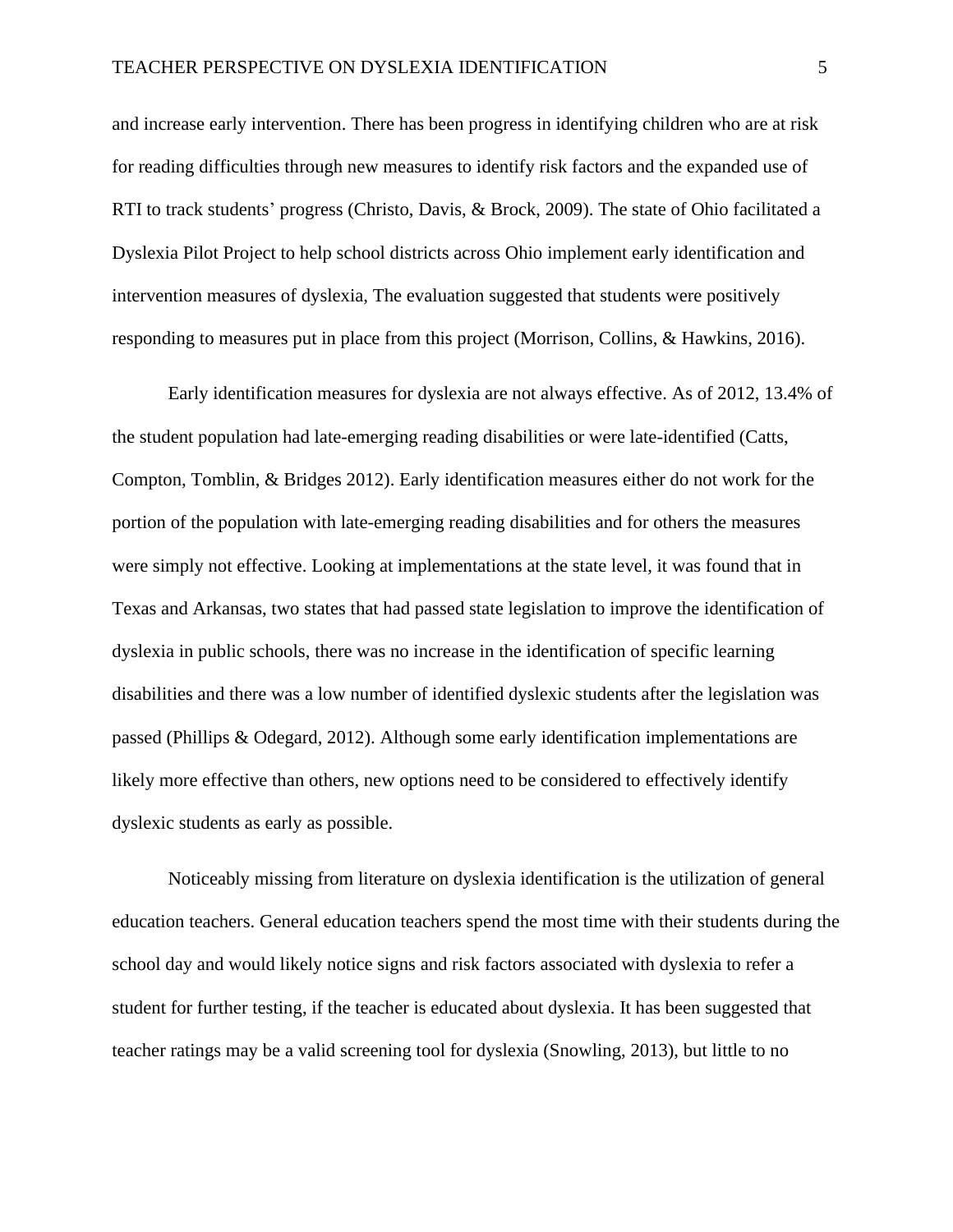and increase early intervention. There has been progress in identifying children who are at risk for reading difficulties through new measures to identify risk factors and the expanded use of RTI to track students' progress (Christo, Davis, & Brock, 2009). The state of Ohio facilitated a Dyslexia Pilot Project to help school districts across Ohio implement early identification and intervention measures of dyslexia, The evaluation suggested that students were positively responding to measures put in place from this project (Morrison, Collins, & Hawkins, 2016).

Early identification measures for dyslexia are not always effective. As of 2012, 13.4% of the student population had late-emerging reading disabilities or were late-identified (Catts, Compton, Tomblin, & Bridges 2012). Early identification measures either do not work for the portion of the population with late-emerging reading disabilities and for others the measures were simply not effective. Looking at implementations at the state level, it was found that in Texas and Arkansas, two states that had passed state legislation to improve the identification of dyslexia in public schools, there was no increase in the identification of specific learning disabilities and there was a low number of identified dyslexic students after the legislation was passed (Phillips & Odegard, 2012). Although some early identification implementations are likely more effective than others, new options need to be considered to effectively identify dyslexic students as early as possible.

Noticeably missing from literature on dyslexia identification is the utilization of general education teachers. General education teachers spend the most time with their students during the school day and would likely notice signs and risk factors associated with dyslexia to refer a student for further testing, if the teacher is educated about dyslexia. It has been suggested that teacher ratings may be a valid screening tool for dyslexia (Snowling, 2013), but little to no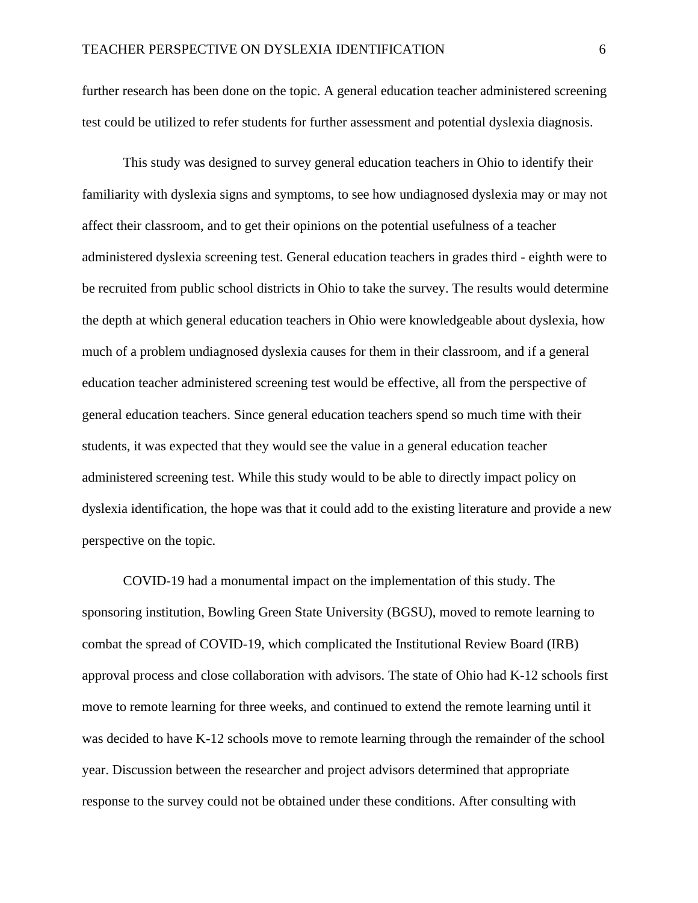further research has been done on the topic. A general education teacher administered screening test could be utilized to refer students for further assessment and potential dyslexia diagnosis.

This study was designed to survey general education teachers in Ohio to identify their familiarity with dyslexia signs and symptoms, to see how undiagnosed dyslexia may or may not affect their classroom, and to get their opinions on the potential usefulness of a teacher administered dyslexia screening test. General education teachers in grades third - eighth were to be recruited from public school districts in Ohio to take the survey. The results would determine the depth at which general education teachers in Ohio were knowledgeable about dyslexia, how much of a problem undiagnosed dyslexia causes for them in their classroom, and if a general education teacher administered screening test would be effective, all from the perspective of general education teachers. Since general education teachers spend so much time with their students, it was expected that they would see the value in a general education teacher administered screening test. While this study would to be able to directly impact policy on dyslexia identification, the hope was that it could add to the existing literature and provide a new perspective on the topic.

COVID-19 had a monumental impact on the implementation of this study. The sponsoring institution, Bowling Green State University (BGSU), moved to remote learning to combat the spread of COVID-19, which complicated the Institutional Review Board (IRB) approval process and close collaboration with advisors. The state of Ohio had K-12 schools first move to remote learning for three weeks, and continued to extend the remote learning until it was decided to have K-12 schools move to remote learning through the remainder of the school year. Discussion between the researcher and project advisors determined that appropriate response to the survey could not be obtained under these conditions. After consulting with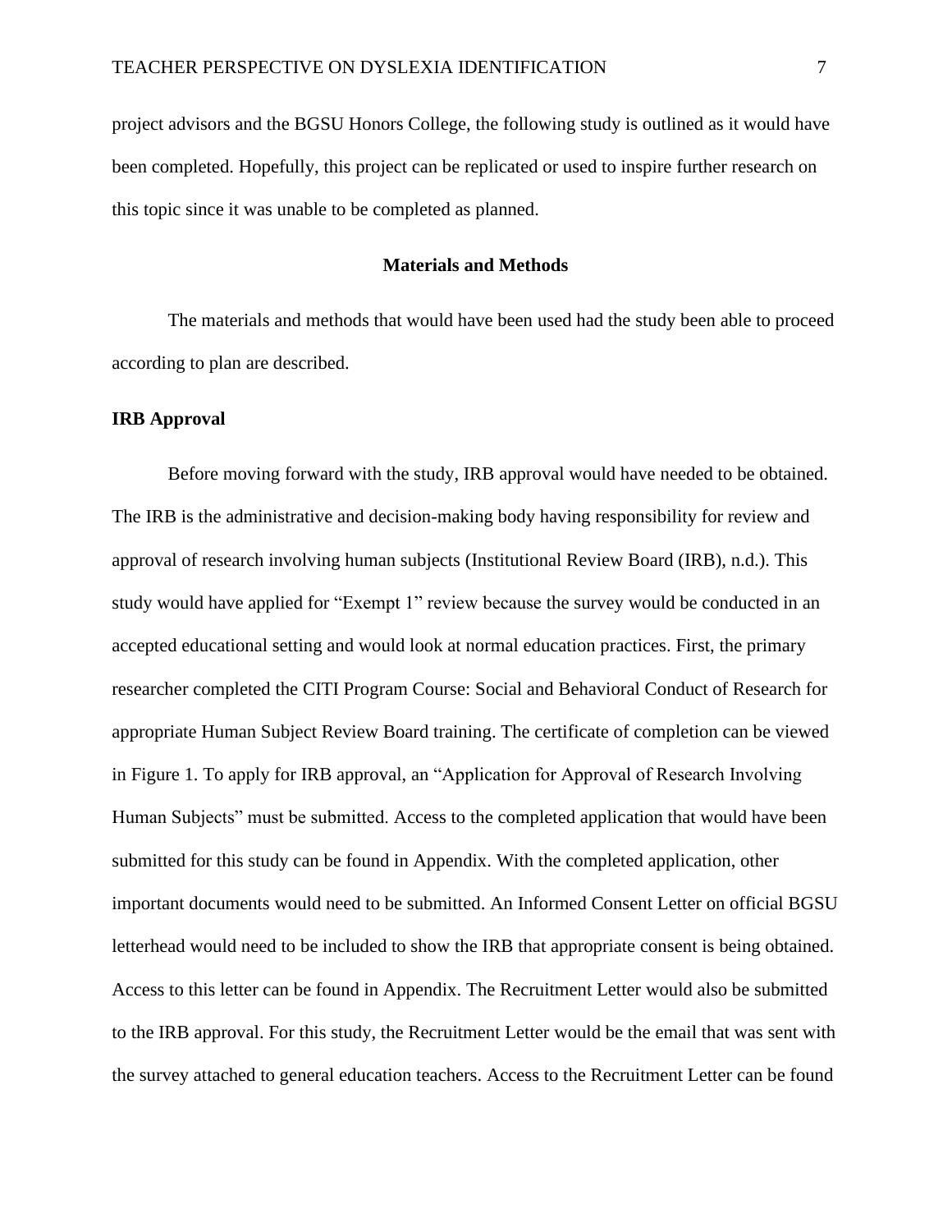project advisors and the BGSU Honors College, the following study is outlined as it would have been completed. Hopefully, this project can be replicated or used to inspire further research on this topic since it was unable to be completed as planned.

## Materials and Methods

The materials and methods that would have been used had the study been able to proceed according to plan are described.

### IRB Approval

Before moving forward with the study, IRB approval would have needed to be obtained. The IRB is the administrative and decision-making body having responsibility for review and approval of research involving human subjects (Institutional Review Board (IRB), n.d.). This study would have applied for "Exempt 1" review because the survey would be conducted in an accepted educational setting and would look at normal education practices. First, the primary researcher completed the CITI Program Course: Social and Behavioral Conduct of Research for appropriate Human Subject Review Board training. The certificate of completion can be viewed in Figure 1. To apply for IRB approval, an "Application for Approval of Research Involving Human Subjects" must be submitted. Access to the completed application that would have been submitted for this study can be found in Appendix. With the completed application, other important documents would need to be submitted. An Informed Consent Letter on official BGSU letterhead would need to be included to show the IRB that appropriate consent is being obtained. Access to this letter can be found in Appendix. The Recruitment Letter would also be submitted to the IRB approval. For this study, the Recruitment Letter would be the email that was sent with the survey attached to general education teachers. Access to the Recruitment Letter can be found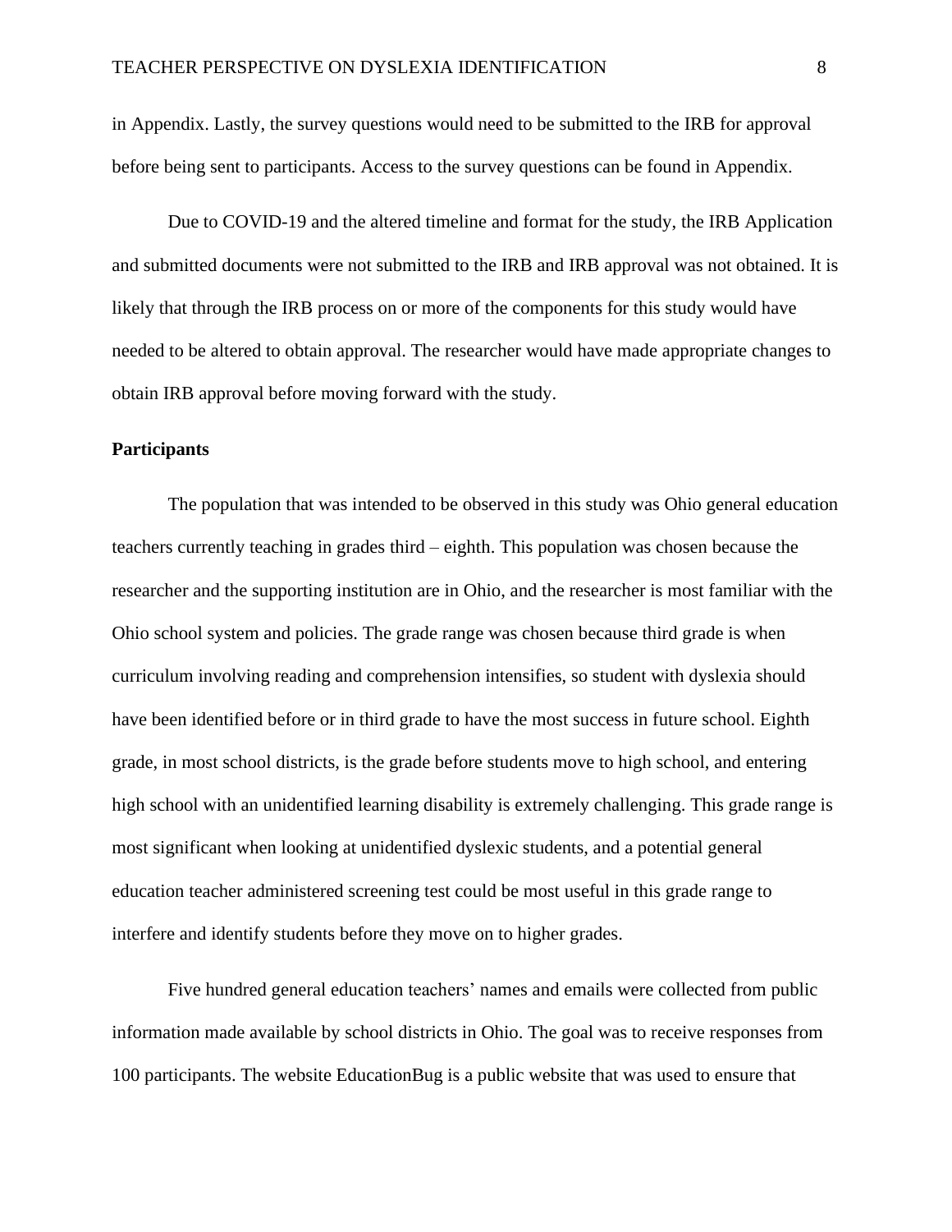in Appendix. Lastly, the survey questions would need to be submitted to the IRB for approval before being sent to participants. Access to the survey questions can be found in Appendix.

Due to COVID-19 and the altered timeline and format for the study, the IRB Application and submitted documents were not submitted to the IRB and IRB approval was not obtained. It is likely that through the IRB process on or more of the components for this study would have needed to be altered to obtain approval. The researcher would have made appropriate changes to obtain IRB approval before moving forward with the study.

**Participants**

The population that was intended to be observed in this study was Ohio general education teachers currently teaching in grades third – eighth. This population was chosen because the researcher and the supporting institution are in Ohio, and the researcher is most familiar with the Ohio school system and policies. The grade range was chosen because third grade is when curriculum involving reading and comprehension intensifies, so student with dyslexia should have been identified before or in third grade to have the most success in future school. Eighth grade, in most school districts, is the grade before students move to high school, and entering high school with an unidentified learning disability is extremely challenging. This grade range is most significant when looking at unidentified dyslexic students, and a potential general education teacher administered screening test could be most useful in this grade range to interfere and identify students before they move on to higher grades.

Five hundred general education teachers' names and emails were collected from public information made available by school districts in Ohio. The goal was to receive responses from 100 participants. The website EducationBug is a public website that was used to ensure that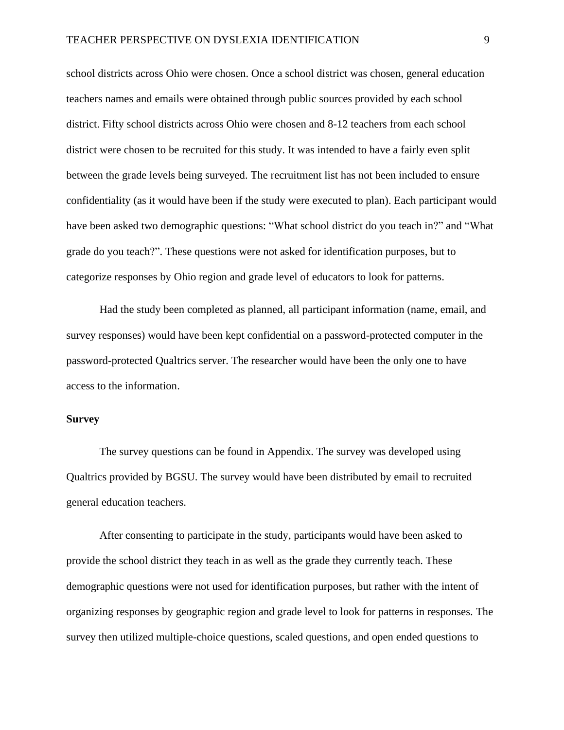school districts across Ohio were chosen. Once a school district was chosen, general education teachers names and emails were obtained through public sources provided by each school district. Fifty school districts across Ohio were chosen and 8-12 teachers from each school district were chosen to be recruited for this study. It was intended to have a fairly even split between the grade levels being surveyed. The recruitment list has not been included to ensure confidentiality (as it would have been if the study were executed to plan). Each participant would have been asked two demographic questions: "What school district do you teach in?" and "What grade do you teach?". These questions were not asked for identification purposes, but to categorize responses by Ohio region and grade level of educators to look for patterns.

Had the study been completed as planned, all participant information (name, email, and survey responses) would have been kept confidential on a password-protected computer in the password-protected Qualtrics server. The researcher would have been the only one to have access to the information.

**Survey**

The survey questions can be found in Appendix. The survey was developed using Qualtrics provided by BGSU. The survey would have been distributed by email to recruited general education teachers.

After consenting to participate in the study, participants would have been asked to provide the school district they teach in as well as the grade they currently teach. These demographic questions were not used for identification purposes, but rather with the intent of organizing responses by geographic region and grade level to look for patterns in responses. The survey then utilized multiple-choice questions, scaled questions, and open ended questions to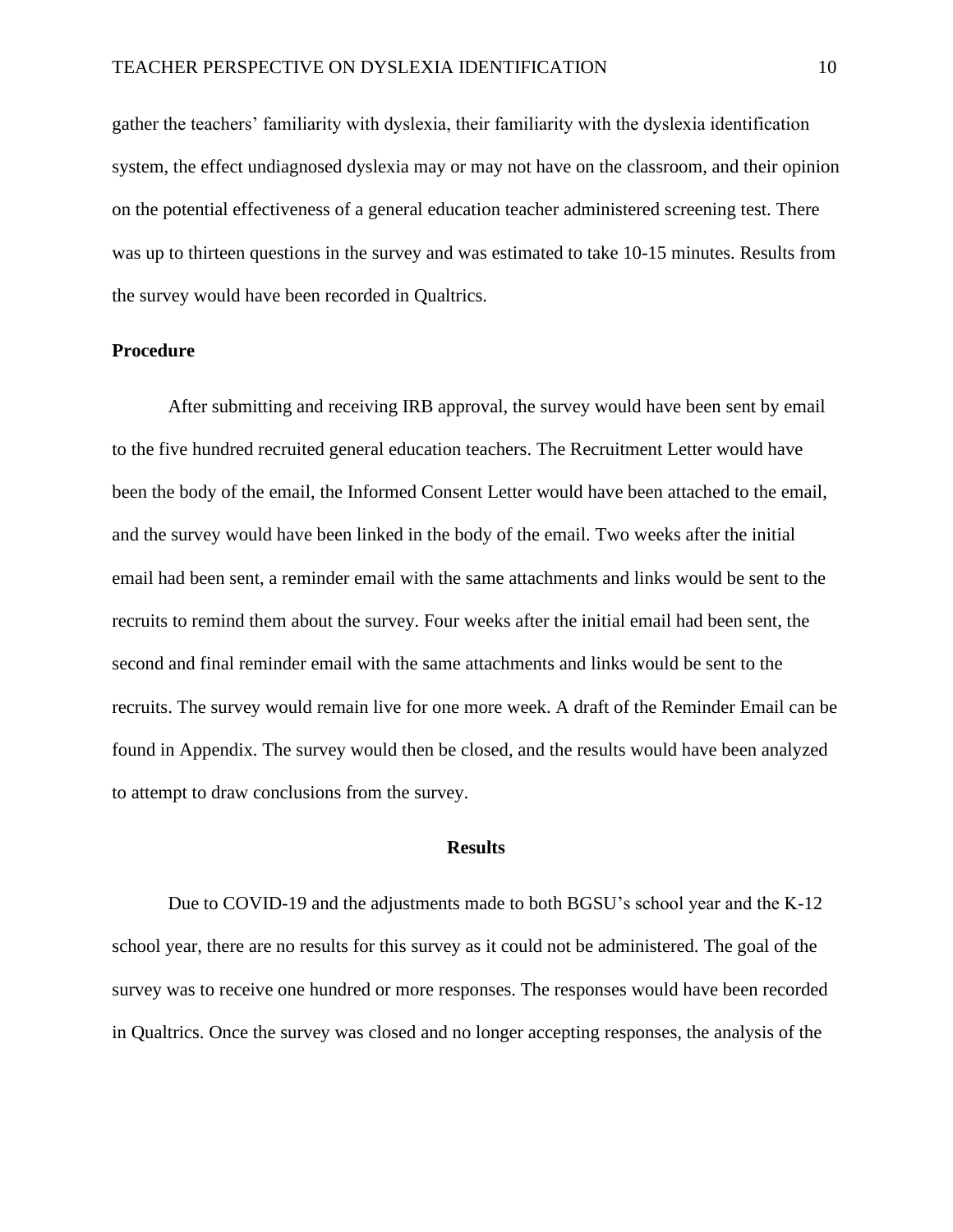gather the teachers' familiarity with dyslexia, their familiarity with the dyslexia identification system, the effect undiagnosed dyslexia may or may not have on the classroom, and their opinion on the potential effectiveness of a general education teacher administered screening test. There was up to thirteen questions in the survey and was estimated to take 10-15 minutes. Results from the survey would have been recorded in Qualtrics.

### Procedure

After submitting and receiving IRB approval, the survey would have been sent by email to the five hundred recruited general education teachers. The Recruitment Letter would have been the body of the email, the Informed Consent Letter would have been attached to the email, and the survey would have been linked in the body of the email. Two weeks after the initial email had been sent, a reminder email with the same attachments and links would be sent to the recruits to remind them about the survey. Four weeks after the initial email had been sent, the second and final reminder email with the same attachments and links would be sent to the recruits. The survey would remain live for one more week. A draft of the Reminder Email can be found in Appendix. The survey would then be closed, and the results would have been analyzed to attempt to draw conclusions from the survey.

## Results

Due to COVID-19 and the adjustments made to both BGSU's school year and the K-12 school year, there are no results for this survey as it could not be administered. The goal of the survey was to receive one hundred or more responses. The responses would have been recorded in Qualtrics. Once the survey was closed and no longer accepting responses, the analysis of the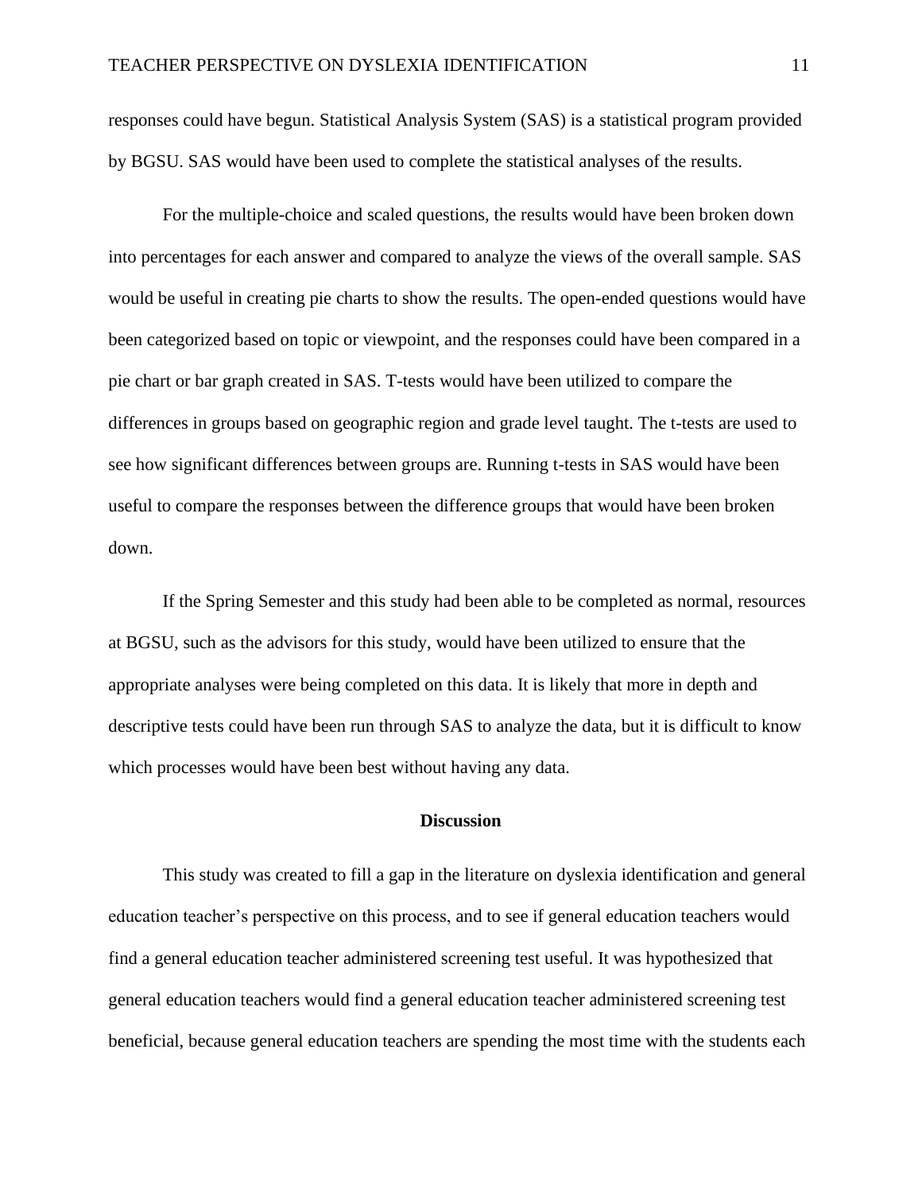responses could have begun. Statistical Analysis System (SAS) is a statistical program provided by BGSU. SAS would have been used to complete the statistical analyses of the results.

For the multiple-choice and scaled questions, the results would have been broken down into percentages for each answer and compared to analyze the views of the overall sample. SAS would be useful in creating pie charts to show the results. The open-ended questions would have been categorized based on topic or viewpoint, and the responses could have been compared in a pie chart or bar graph created in SAS. T-tests would have been utilized to compare the differences in groups based on geographic region and grade level taught. The t-tests are used to see how significant differences between groups are. Running t-tests in SAS would have been useful to compare the responses between the difference groups that would have been broken down.

If the Spring Semester and this study had been able to be completed as normal, resources at BGSU, such as the advisors for this study, would have been utilized to ensure that the appropriate analyses were being completed on this data. It is likely that more in depth and descriptive tests could have been run through SAS to analyze the data, but it is difficult to know which processes would have been best without having any data.

## Discussion

This study was created to fill a gap in the literature on dyslexia identification and general education teacher's perspective on this process, and to see if general education teachers would find a general education teacher administered screening test useful. It was hypothesized that general education teachers would find a general education teacher administered screening test beneficial, because general education teachers are spending the most time with the students each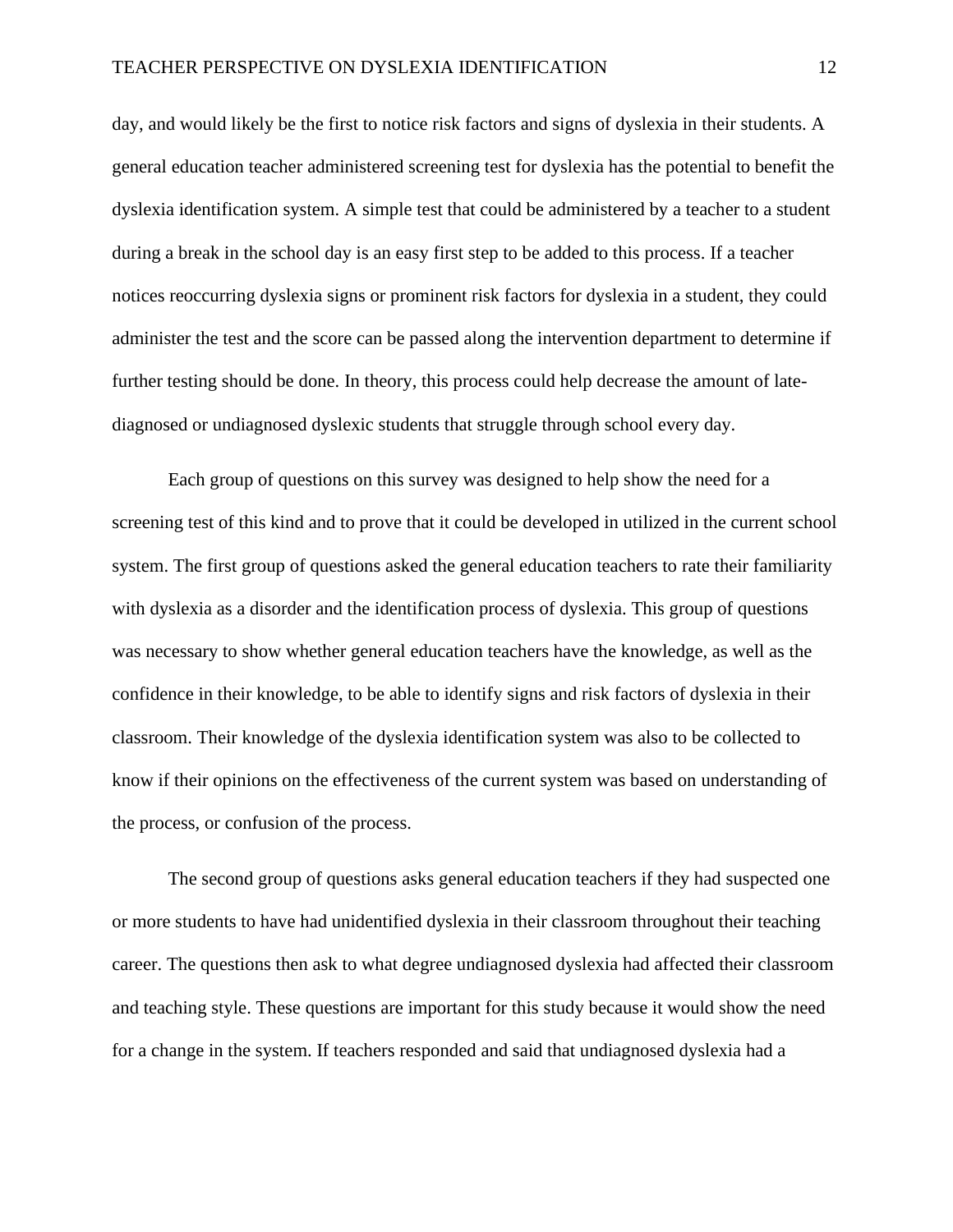day, and would likely be the first to notice risk factors and signs of dyslexia in their students. A general education teacher administered screening test for dyslexia has the potential to benefit the dyslexia identification system. A simple test that could be administered by a teacher to a student during a break in the school day is an easy first step to be added to this process. If a teacher notices reoccurring dyslexia signs or prominent risk factors for dyslexia in a student, they could administer the test and the score can be passed along the intervention department to determine if further testing should be done. In theory, this process could help decrease the amount of late-diagnosed or undiagnosed dyslexic students that struggle through school every day.

Each group of questions on this survey was designed to help show the need for a screening test of this kind and to prove that it could be developed in utilized in the current school system. The first group of questions asked the general education teachers to rate their familiarity with dyslexia as a disorder and the identification process of dyslexia. This group of questions was necessary to show whether general education teachers have the knowledge, as well as the confidence in their knowledge, to be able to identify signs and risk factors of dyslexia in their classroom. Their knowledge of the dyslexia identification system was also to be collected to know if their opinions on the effectiveness of the current system was based on understanding of the process, or confusion of the process.

The second group of questions asks general education teachers if they had suspected one or more students to have had unidentified dyslexia in their classroom throughout their teaching career. The questions then ask to what degree undiagnosed dyslexia had affected their classroom and teaching style. These questions are important for this study because it would show the need for a change in the system. If teachers responded and said that undiagnosed dyslexia had a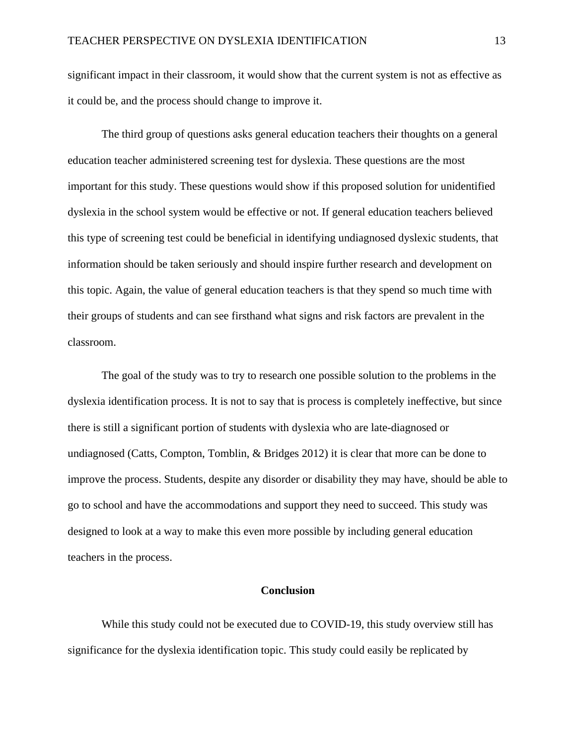significant impact in their classroom, it would show that the current system is not as effective as it could be, and the process should change to improve it.

The third group of questions asks general education teachers their thoughts on a general education teacher administered screening test for dyslexia. These questions are the most important for this study. These questions would show if this proposed solution for unidentified dyslexia in the school system would be effective or not. If general education teachers believed this type of screening test could be beneficial in identifying undiagnosed dyslexic students, that information should be taken seriously and should inspire further research and development on this topic. Again, the value of general education teachers is that they spend so much time with their groups of students and can see firsthand what signs and risk factors are prevalent in the classroom.

The goal of the study was to try to research one possible solution to the problems in the dyslexia identification process. It is not to say that is process is completely ineffective, but since there is still a significant portion of students with dyslexia who are late-diagnosed or undiagnosed (Catts, Compton, Tomblin, & Bridges 2012) it is clear that more can be done to improve the process. Students, despite any disorder or disability they may have, should be able to go to school and have the accommodations and support they need to succeed. This study was designed to look at a way to make this even more possible by including general education teachers in the process.

## Conclusion

While this study could not be executed due to COVID-19, this study overview still has significance for the dyslexia identification topic. This study could easily be replicated by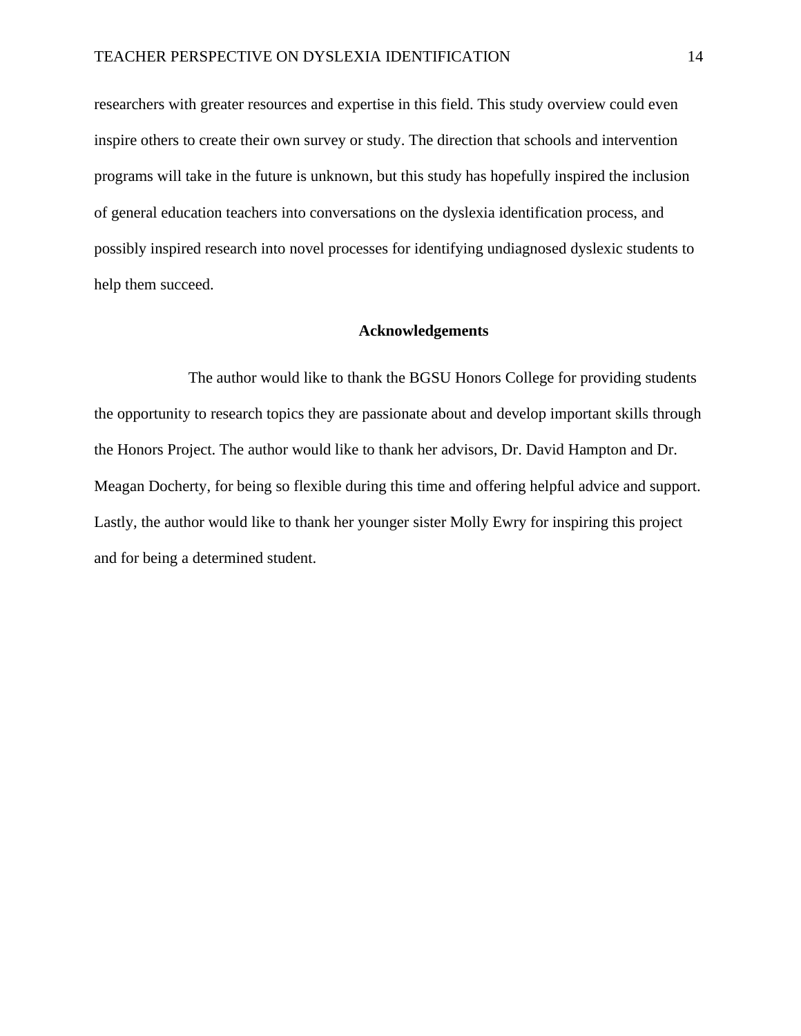researchers with greater resources and expertise in this field. This study overview could even inspire others to create their own survey or study. The direction that schools and intervention programs will take in the future is unknown, but this study has hopefully inspired the inclusion of general education teachers into conversations on the dyslexia identification process, and possibly inspired research into novel processes for identifying undiagnosed dyslexic students to help them succeed.

## Acknowledgements

The author would like to thank the BGSU Honors College for providing students the opportunity to research topics they are passionate about and develop important skills through the Honors Project. The author would like to thank her advisors, Dr. David Hampton and Dr. Meagan Docherty, for being so flexible during this time and offering helpful advice and support. Lastly, the author would like to thank her younger sister Molly Ewry for inspiring this project and for being a determined student.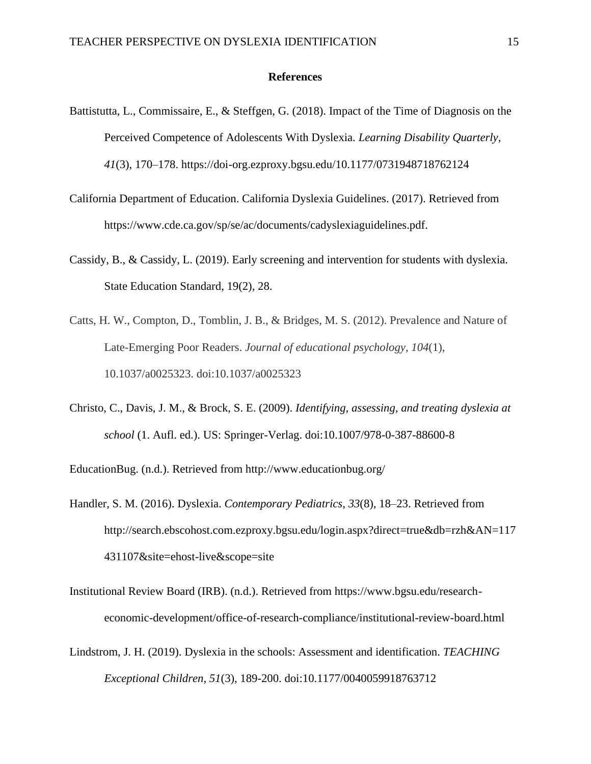## References

Battistutta, L., Commissaire, E., & Steffgen, G. (2018). Impact of the Time of Diagnosis on the Perceived Competence of Adolescents With Dyslexia. *Learning Disability Quarterly*, *41*(3), 170–178. https://doi-org.ezproxy.bgsu.edu/10.1177/0731948718762124

California Department of Education. California Dyslexia Guidelines. (2017). Retrieved from https://www.cde.ca.gov/sp/se/ac/documents/cadyslexiaguidelines.pdf.

Cassidy, B., & Cassidy, L. (2019). Early screening and intervention for students with dyslexia. State Education Standard, 19(2), 28.

Catts, H. W., Compton, D., Tomblin, J. B., & Bridges, M. S. (2012). Prevalence and Nature of Late-Emerging Poor Readers. *Journal of educational psychology*, *104*(1), 10.1037/a0025323. doi:10.1037/a0025323

Christo, C., Davis, J. M., & Brock, S. E. (2009). *Identifying, assessing, and treating dyslexia at school* (1. Aufl. ed.). US: Springer-Verlag. doi:10.1007/978-0-387-88600-8

EducationBug. (n.d.). Retrieved from http://www.educationbug.org/

Handler, S. M. (2016). Dyslexia. *Contemporary Pediatrics*, *33*(8), 18–23. Retrieved from http://search.ebscohost.com.ezproxy.bgsu.edu/login.aspx?direct=true&db=rzh&AN=117431107&site=ehost-live&scope=site

Institutional Review Board (IRB). (n.d.). Retrieved from https://www.bgsu.edu/research-economic-development/office-of-research-compliance/institutional-review-board.html

Lindstrom, J. H. (2019). Dyslexia in the schools: Assessment and identification. *TEACHING Exceptional Children*, *51*(3), 189-200. doi:10.1177/0040059918763712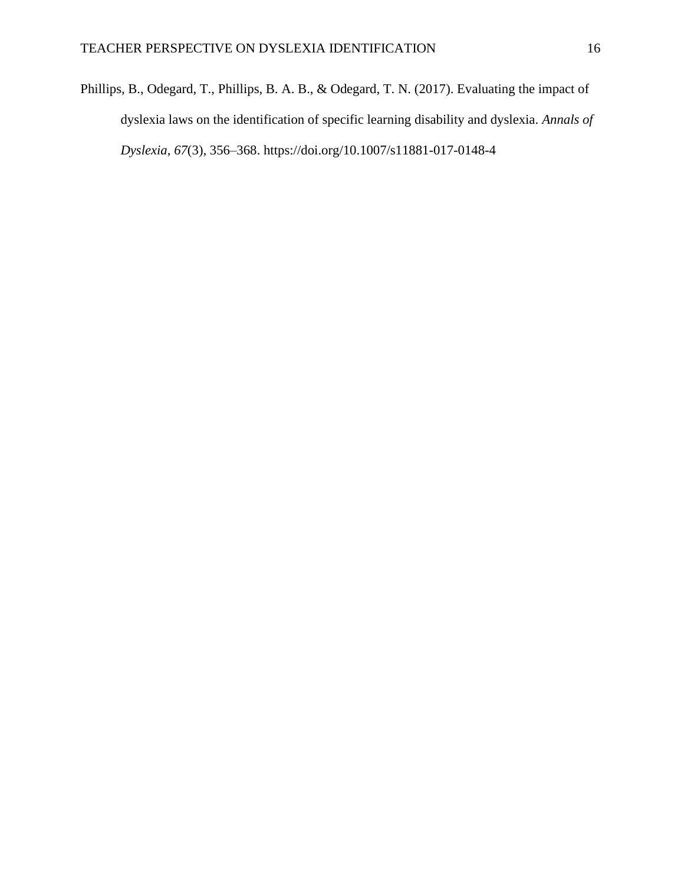Phillips, B., Odegard, T., Phillips, B. A. B., & Odegard, T. N. (2017). Evaluating the impact of dyslexia laws on the identification of specific learning disability and dyslexia. *Annals of Dyslexia*, *67*(3), 356–368. https://doi.org/10.1007/s11881-017-0148-4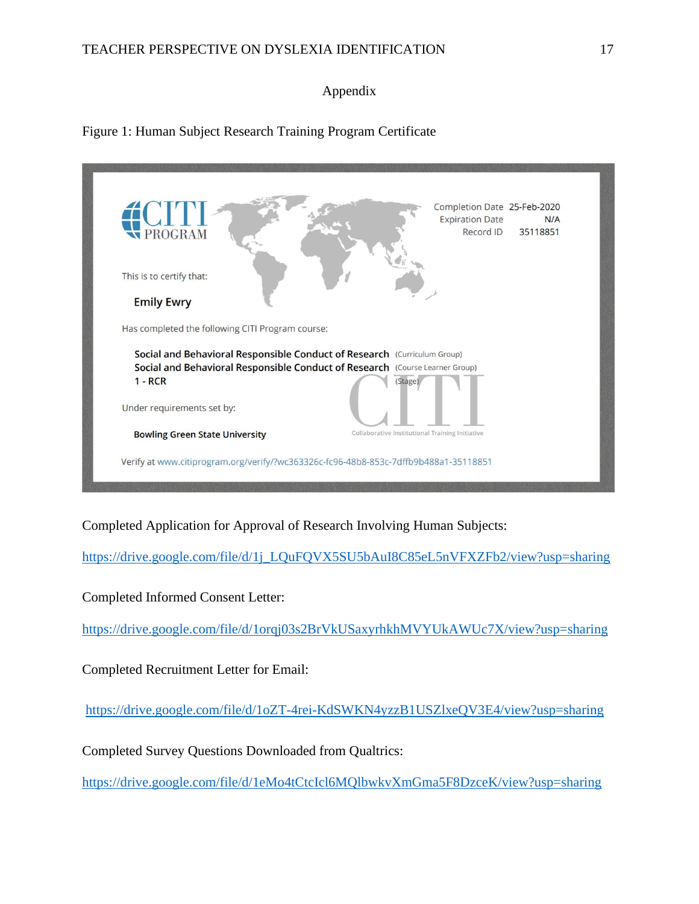# Appendix

Figure 1: Human Subject Research Training Program Certificate

CITI PROGRAM

Completion Date 25-Feb-2020
Expiration Date N/A
Record ID 35118851

This is to certify that:

**Emily Ewry**

Has completed the following CITI Program course:

**Social and Behavioral Responsible Conduct of Research** (Curriculum Group)
**Social and Behavioral Responsible Conduct of Research** (Course Learner Group)
**1 - RCR** (Stage)

Under requirements set by:

**Bowling Green State University**

CITI
Collaborative Institutional Training Initiative

Verify at www.citiprogram.org/verify/?wc363326c-fc96-48b8-853c-7dffb9b488a1-35118851

Completed Application for Approval of Research Involving Human Subjects:

https://drive.google.com/file/d/1j_LQuFQVX5SU5bAuI8C85eL5nVFXZFb2/view?usp=sharing

Completed Informed Consent Letter:

https://drive.google.com/file/d/1orqj03s2BrVkUSaxyrhkhMVYUkAWUc7X/view?usp=sharing

Completed Recruitment Letter for Email:

https://drive.google.com/file/d/1oZT-4rei-KdSWKN4yzzB1USZlxeQV3E4/view?usp=sharing

Completed Survey Questions Downloaded from Qualtrics:

https://drive.google.com/file/d/1eMo4tCtcIcl6MQlbwkvXmGma5F8DzceK/view?usp=sharing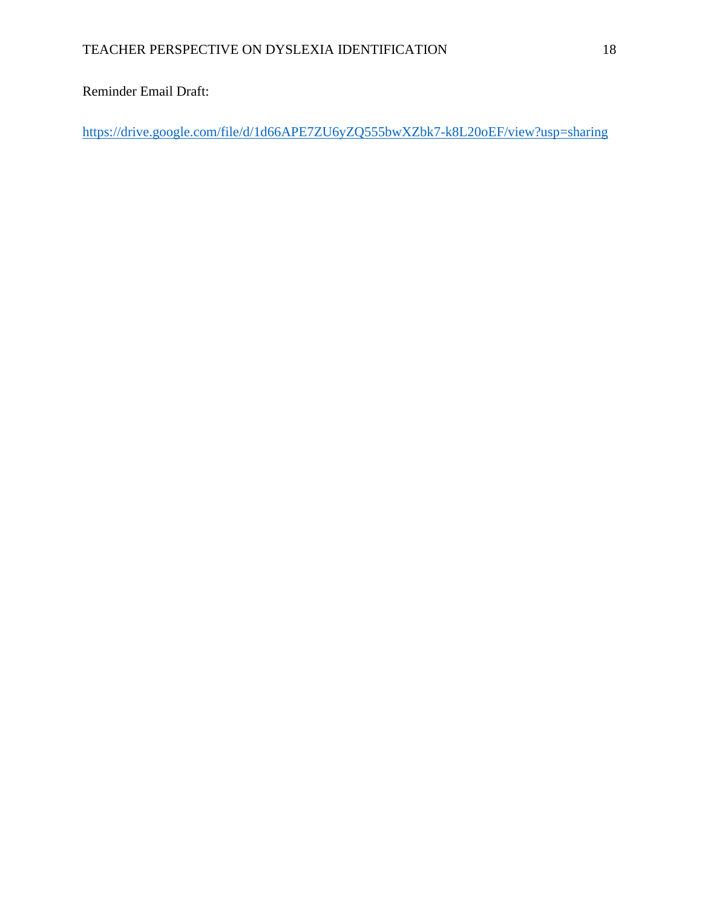Reminder Email Draft:

https://drive.google.com/file/d/1d66APE7ZU6yZQ555bwXZbk7-k8L20oEF/view?usp=sharing